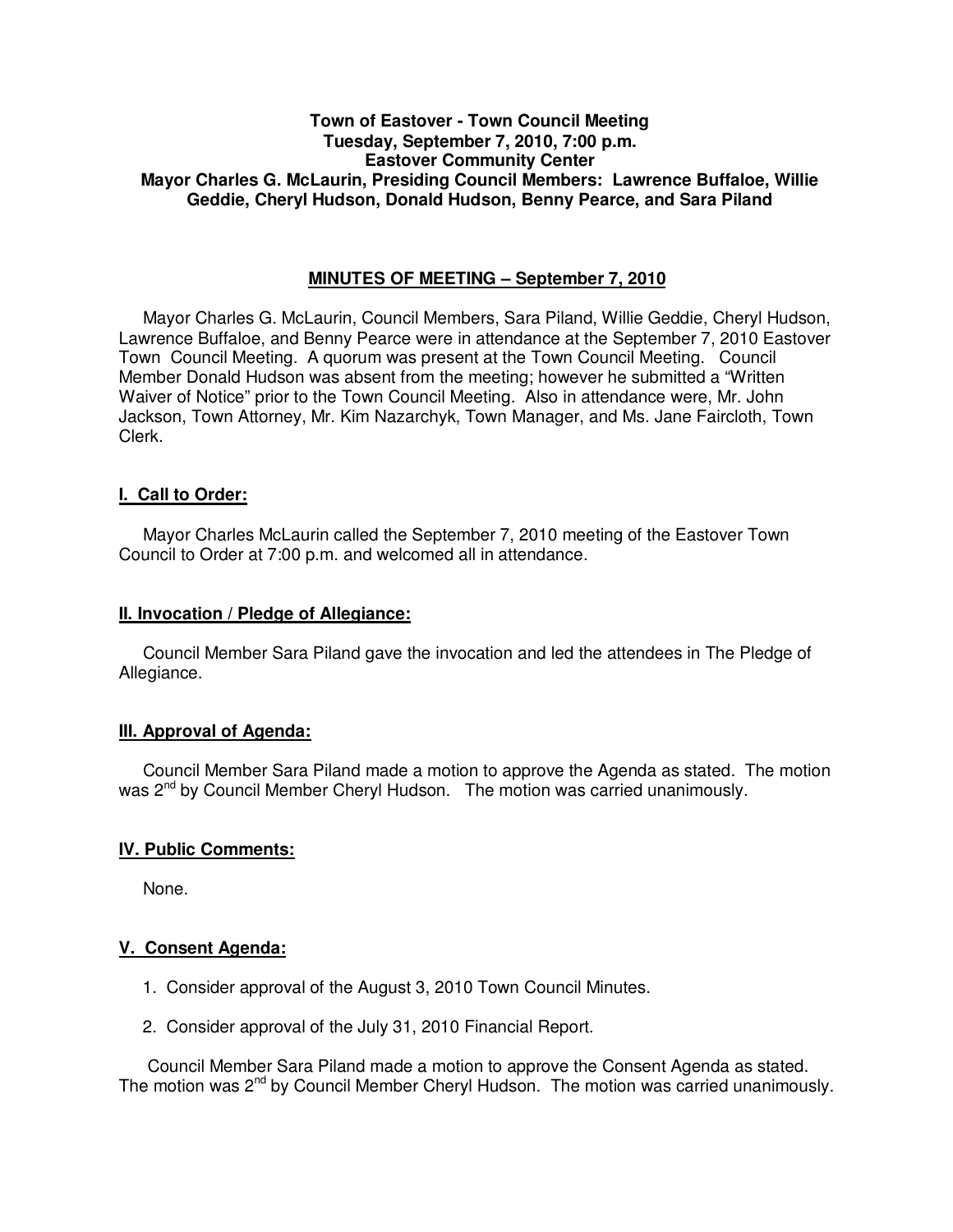**Town of Eastover - Town Council Meeting**
**Tuesday, September 7, 2010, 7:00 p.m.**
**Eastover Community Center**
**Mayor Charles G. McLaurin, Presiding Council Members: Lawrence Buffaloe, Willie Geddie, Cheryl Hudson, Donald Hudson, Benny Pearce, and Sara Piland**

## MINUTES OF MEETING – September 7, 2010

Mayor Charles G. McLaurin, Council Members, Sara Piland, Willie Geddie, Cheryl Hudson, Lawrence Buffaloe, and Benny Pearce were in attendance at the September 7, 2010 Eastover Town Council Meeting. A quorum was present at the Town Council Meeting. Council Member Donald Hudson was absent from the meeting; however he submitted a "Written Waiver of Notice" prior to the Town Council Meeting. Also in attendance were, Mr. John Jackson, Town Attorney, Mr. Kim Nazarchyk, Town Manager, and Ms. Jane Faircloth, Town Clerk.

### I. Call to Order:

Mayor Charles McLaurin called the September 7, 2010 meeting of the Eastover Town Council to Order at 7:00 p.m. and welcomed all in attendance.

### II. Invocation / Pledge of Allegiance:

Council Member Sara Piland gave the invocation and led the attendees in The Pledge of Allegiance.

### III. Approval of Agenda:

Council Member Sara Piland made a motion to approve the Agenda as stated. The motion was 2nd by Council Member Cheryl Hudson. The motion was carried unanimously.

### IV. Public Comments:

None.

### V. Consent Agenda:

1. Consider approval of the August 3, 2010 Town Council Minutes.
2. Consider approval of the July 31, 2010 Financial Report.

Council Member Sara Piland made a motion to approve the Consent Agenda as stated. The motion was 2nd by Council Member Cheryl Hudson. The motion was carried unanimously.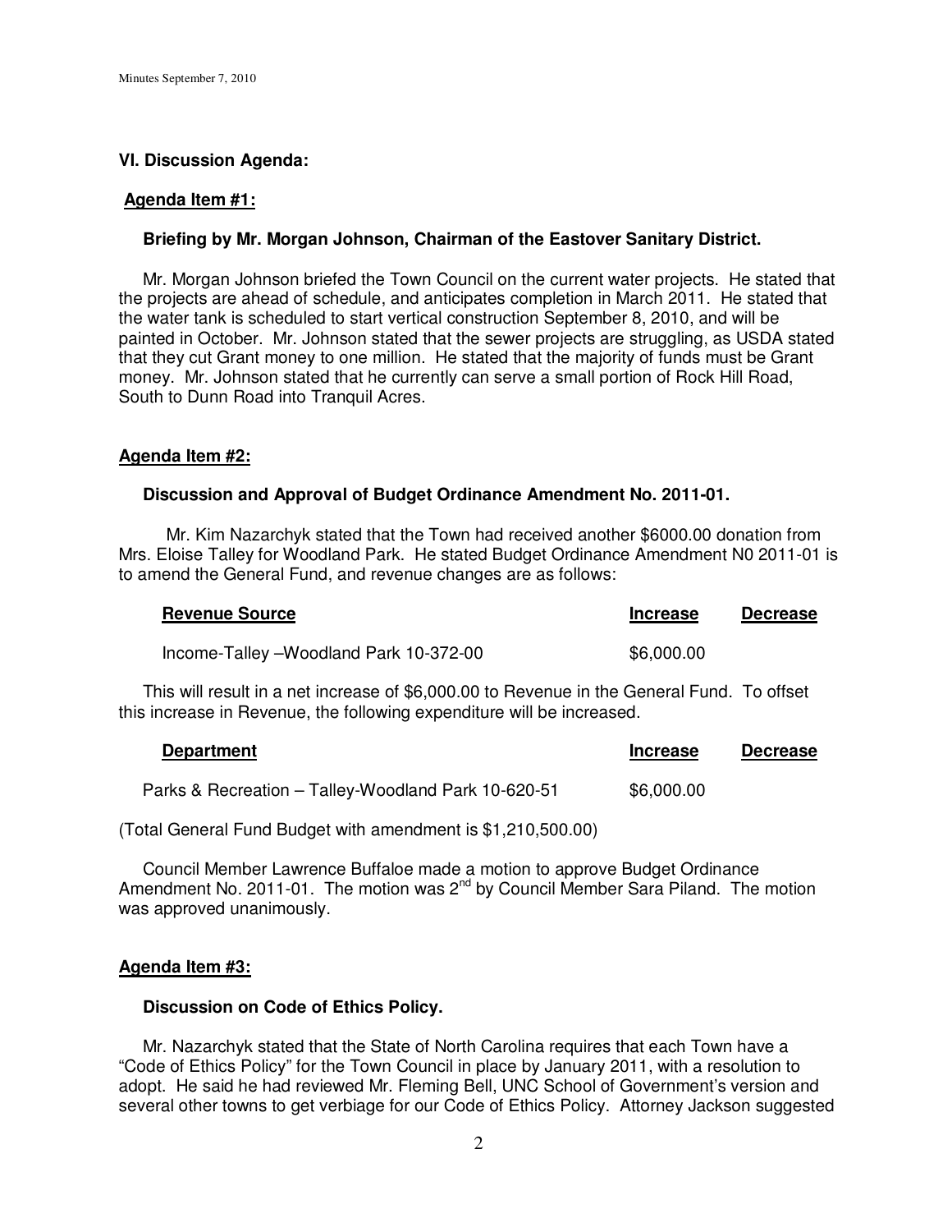## VI. Discussion Agenda:

### Agenda Item #1:

**Briefing by Mr. Morgan Johnson, Chairman of the Eastover Sanitary District.**

Mr. Morgan Johnson briefed the Town Council on the current water projects. He stated that the projects are ahead of schedule, and anticipates completion in March 2011. He stated that the water tank is scheduled to start vertical construction September 8, 2010, and will be painted in October. Mr. Johnson stated that the sewer projects are struggling, as USDA stated that they cut Grant money to one million. He stated that the majority of funds must be Grant money. Mr. Johnson stated that he currently can serve a small portion of Rock Hill Road, South to Dunn Road into Tranquil Acres.

### Agenda Item #2:

**Discussion and Approval of Budget Ordinance Amendment No. 2011-01.**

Mr. Kim Nazarchyk stated that the Town had received another $6000.00 donation from Mrs. Eloise Talley for Woodland Park. He stated Budget Ordinance Amendment N0 2011-01 is to amend the General Fund, and revenue changes are as follows:

| Revenue Source | Increase | Decrease |
|---|---|---|
| Income-Talley –Woodland Park 10-372-00 | $6,000.00 | |

This will result in a net increase of $6,000.00 to Revenue in the General Fund. To offset this increase in Revenue, the following expenditure will be increased.

| Department | Increase | Decrease |
|---|---|---|
| Parks & Recreation – Talley-Woodland Park 10-620-51 | $6,000.00 | |

(Total General Fund Budget with amendment is $1,210,500.00)

Council Member Lawrence Buffaloe made a motion to approve Budget Ordinance Amendment No. 2011-01. The motion was 2nd by Council Member Sara Piland. The motion was approved unanimously.

### Agenda Item #3:

**Discussion on Code of Ethics Policy.**

Mr. Nazarchyk stated that the State of North Carolina requires that each Town have a "Code of Ethics Policy" for the Town Council in place by January 2011, with a resolution to adopt. He said he had reviewed Mr. Fleming Bell, UNC School of Government's version and several other towns to get verbiage for our Code of Ethics Policy. Attorney Jackson suggested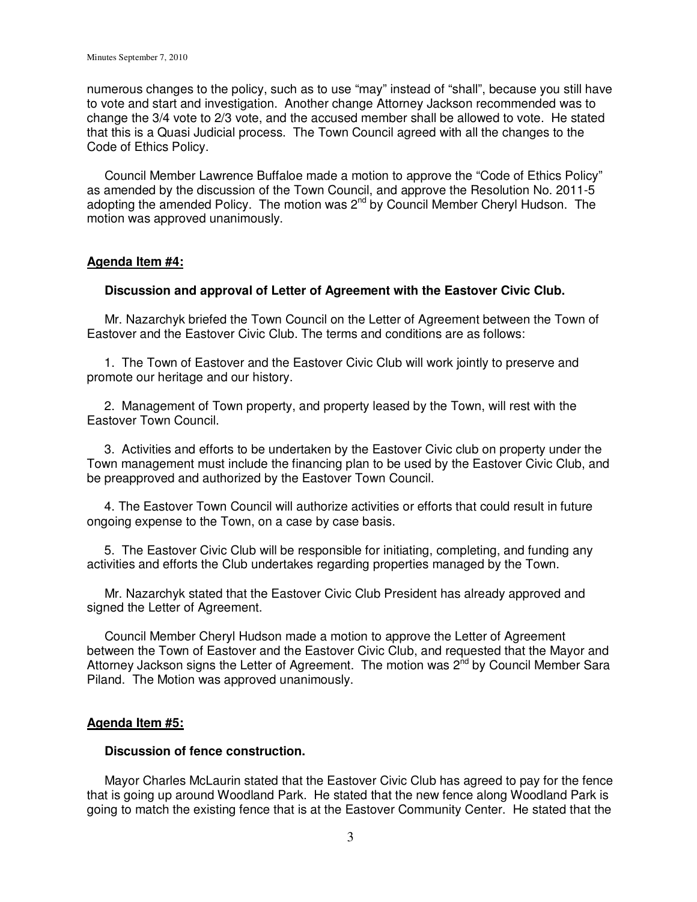numerous changes to the policy, such as to use "may" instead of "shall", because you still have to vote and start and investigation. Another change Attorney Jackson recommended was to change the 3/4 vote to 2/3 vote, and the accused member shall be allowed to vote. He stated that this is a Quasi Judicial process. The Town Council agreed with all the changes to the Code of Ethics Policy.

Council Member Lawrence Buffaloe made a motion to approve the "Code of Ethics Policy" as amended by the discussion of the Town Council, and approve the Resolution No. 2011-5 adopting the amended Policy. The motion was 2nd by Council Member Cheryl Hudson. The motion was approved unanimously.

**Agenda Item #4:**

**Discussion and approval of Letter of Agreement with the Eastover Civic Club.**

Mr. Nazarchyk briefed the Town Council on the Letter of Agreement between the Town of Eastover and the Eastover Civic Club. The terms and conditions are as follows:

1. The Town of Eastover and the Eastover Civic Club will work jointly to preserve and promote our heritage and our history.

2. Management of Town property, and property leased by the Town, will rest with the Eastover Town Council.

3. Activities and efforts to be undertaken by the Eastover Civic club on property under the Town management must include the financing plan to be used by the Eastover Civic Club, and be preapproved and authorized by the Eastover Town Council.

4. The Eastover Town Council will authorize activities or efforts that could result in future ongoing expense to the Town, on a case by case basis.

5. The Eastover Civic Club will be responsible for initiating, completing, and funding any activities and efforts the Club undertakes regarding properties managed by the Town.

Mr. Nazarchyk stated that the Eastover Civic Club President has already approved and signed the Letter of Agreement.

Council Member Cheryl Hudson made a motion to approve the Letter of Agreement between the Town of Eastover and the Eastover Civic Club, and requested that the Mayor and Attorney Jackson signs the Letter of Agreement. The motion was 2nd by Council Member Sara Piland. The Motion was approved unanimously.

**Agenda Item #5:**

**Discussion of fence construction.**

Mayor Charles McLaurin stated that the Eastover Civic Club has agreed to pay for the fence that is going up around Woodland Park. He stated that the new fence along Woodland Park is going to match the existing fence that is at the Eastover Community Center. He stated that the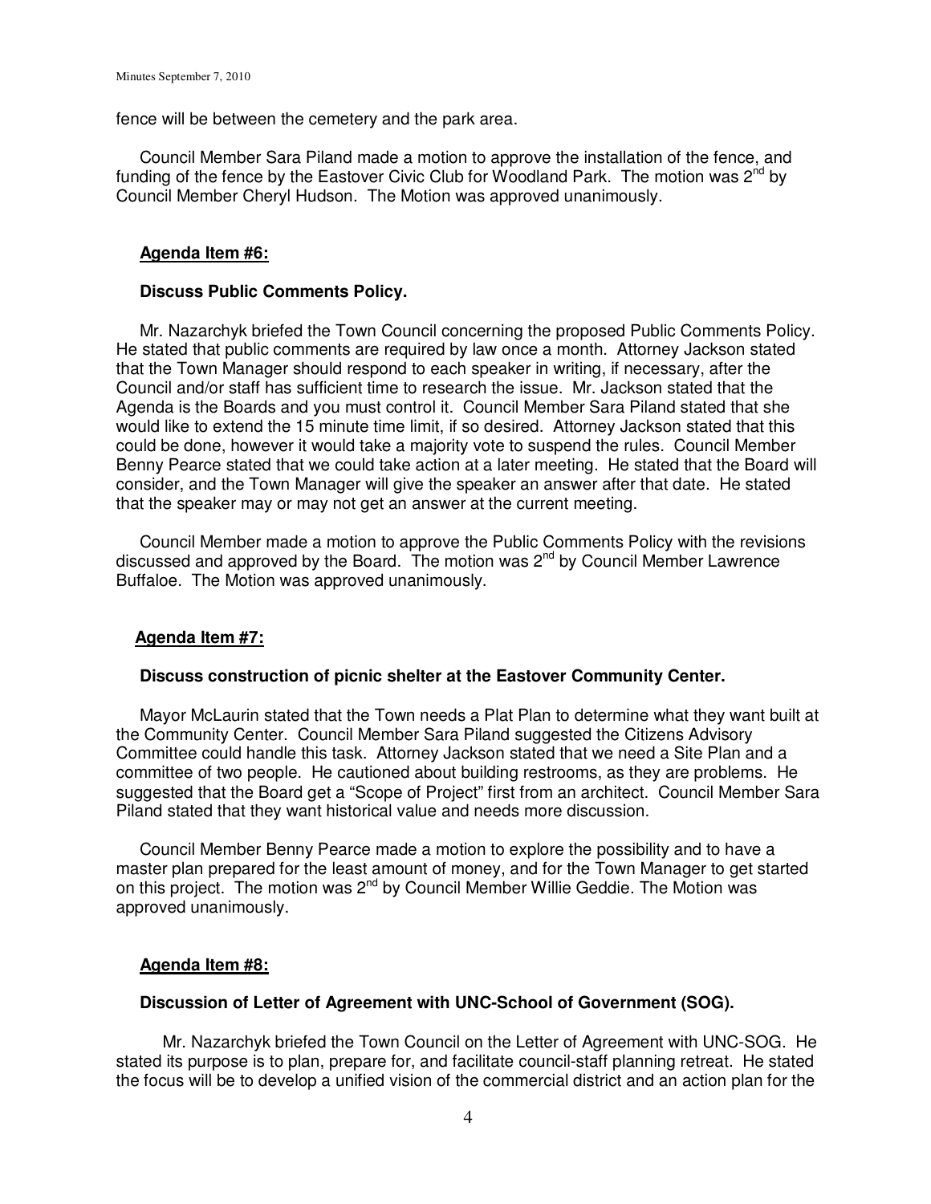fence will be between the cemetery and the park area.

Council Member Sara Piland made a motion to approve the installation of the fence, and funding of the fence by the Eastover Civic Club for Woodland Park. The motion was 2nd by Council Member Cheryl Hudson. The Motion was approved unanimously.

**Agenda Item #6:**

**Discuss Public Comments Policy.**

Mr. Nazarchyk briefed the Town Council concerning the proposed Public Comments Policy. He stated that public comments are required by law once a month. Attorney Jackson stated that the Town Manager should respond to each speaker in writing, if necessary, after the Council and/or staff has sufficient time to research the issue. Mr. Jackson stated that the Agenda is the Boards and you must control it. Council Member Sara Piland stated that she would like to extend the 15 minute time limit, if so desired. Attorney Jackson stated that this could be done, however it would take a majority vote to suspend the rules. Council Member Benny Pearce stated that we could take action at a later meeting. He stated that the Board will consider, and the Town Manager will give the speaker an answer after that date. He stated that the speaker may or may not get an answer at the current meeting.

Council Member made a motion to approve the Public Comments Policy with the revisions discussed and approved by the Board. The motion was 2nd by Council Member Lawrence Buffaloe. The Motion was approved unanimously.

**Agenda Item #7:**

**Discuss construction of picnic shelter at the Eastover Community Center.**

Mayor McLaurin stated that the Town needs a Plat Plan to determine what they want built at the Community Center. Council Member Sara Piland suggested the Citizens Advisory Committee could handle this task. Attorney Jackson stated that we need a Site Plan and a committee of two people. He cautioned about building restrooms, as they are problems. He suggested that the Board get a "Scope of Project" first from an architect. Council Member Sara Piland stated that they want historical value and needs more discussion.

Council Member Benny Pearce made a motion to explore the possibility and to have a master plan prepared for the least amount of money, and for the Town Manager to get started on this project. The motion was 2nd by Council Member Willie Geddie. The Motion was approved unanimously.

**Agenda Item #8:**

**Discussion of Letter of Agreement with UNC-School of Government (SOG).**

Mr. Nazarchyk briefed the Town Council on the Letter of Agreement with UNC-SOG. He stated its purpose is to plan, prepare for, and facilitate council-staff planning retreat. He stated the focus will be to develop a unified vision of the commercial district and an action plan for the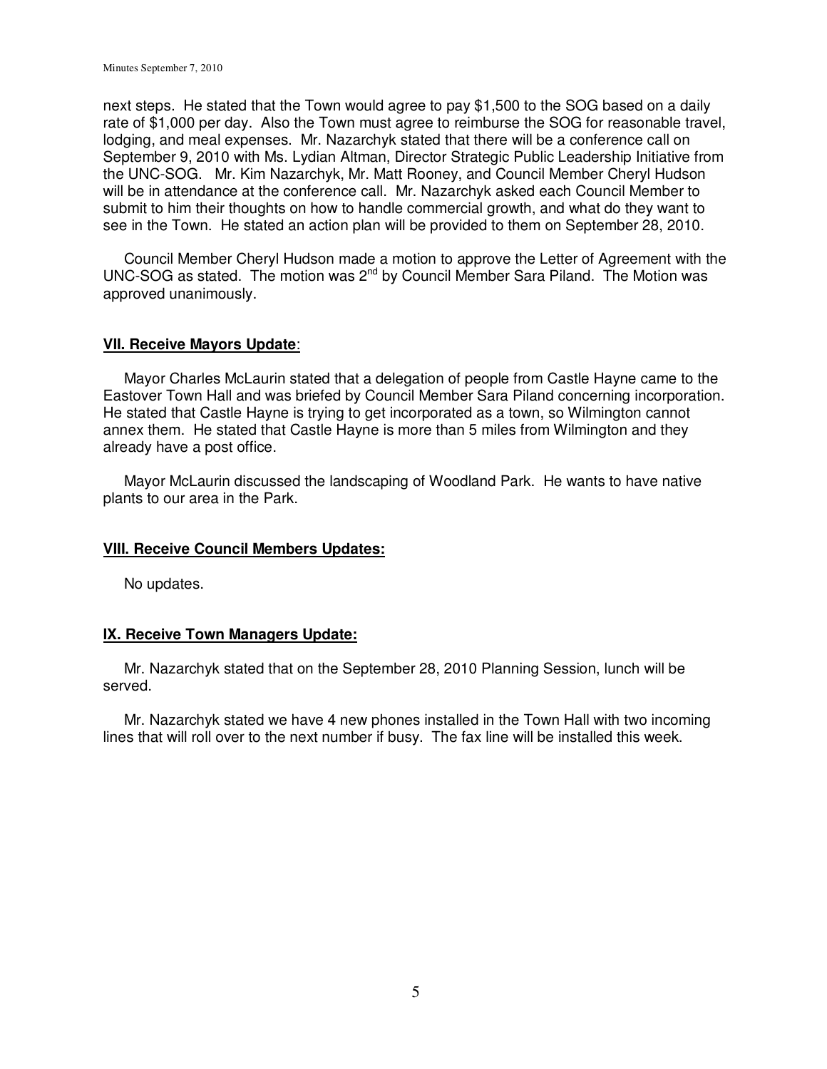next steps. He stated that the Town would agree to pay $1,500 to the SOG based on a daily rate of $1,000 per day. Also the Town must agree to reimburse the SOG for reasonable travel, lodging, and meal expenses. Mr. Nazarchyk stated that there will be a conference call on September 9, 2010 with Ms. Lydian Altman, Director Strategic Public Leadership Initiative from the UNC-SOG. Mr. Kim Nazarchyk, Mr. Matt Rooney, and Council Member Cheryl Hudson will be in attendance at the conference call. Mr. Nazarchyk asked each Council Member to submit to him their thoughts on how to handle commercial growth, and what do they want to see in the Town. He stated an action plan will be provided to them on September 28, 2010.

Council Member Cheryl Hudson made a motion to approve the Letter of Agreement with the UNC-SOG as stated. The motion was 2nd by Council Member Sara Piland. The Motion was approved unanimously.

**VII. Receive Mayors Update**:

Mayor Charles McLaurin stated that a delegation of people from Castle Hayne came to the Eastover Town Hall and was briefed by Council Member Sara Piland concerning incorporation. He stated that Castle Hayne is trying to get incorporated as a town, so Wilmington cannot annex them. He stated that Castle Hayne is more than 5 miles from Wilmington and they already have a post office.

Mayor McLaurin discussed the landscaping of Woodland Park. He wants to have native plants to our area in the Park.

**VIII. Receive Council Members Updates:**

No updates.

**IX. Receive Town Managers Update:**

Mr. Nazarchyk stated that on the September 28, 2010 Planning Session, lunch will be served.

Mr. Nazarchyk stated we have 4 new phones installed in the Town Hall with two incoming lines that will roll over to the next number if busy. The fax line will be installed this week.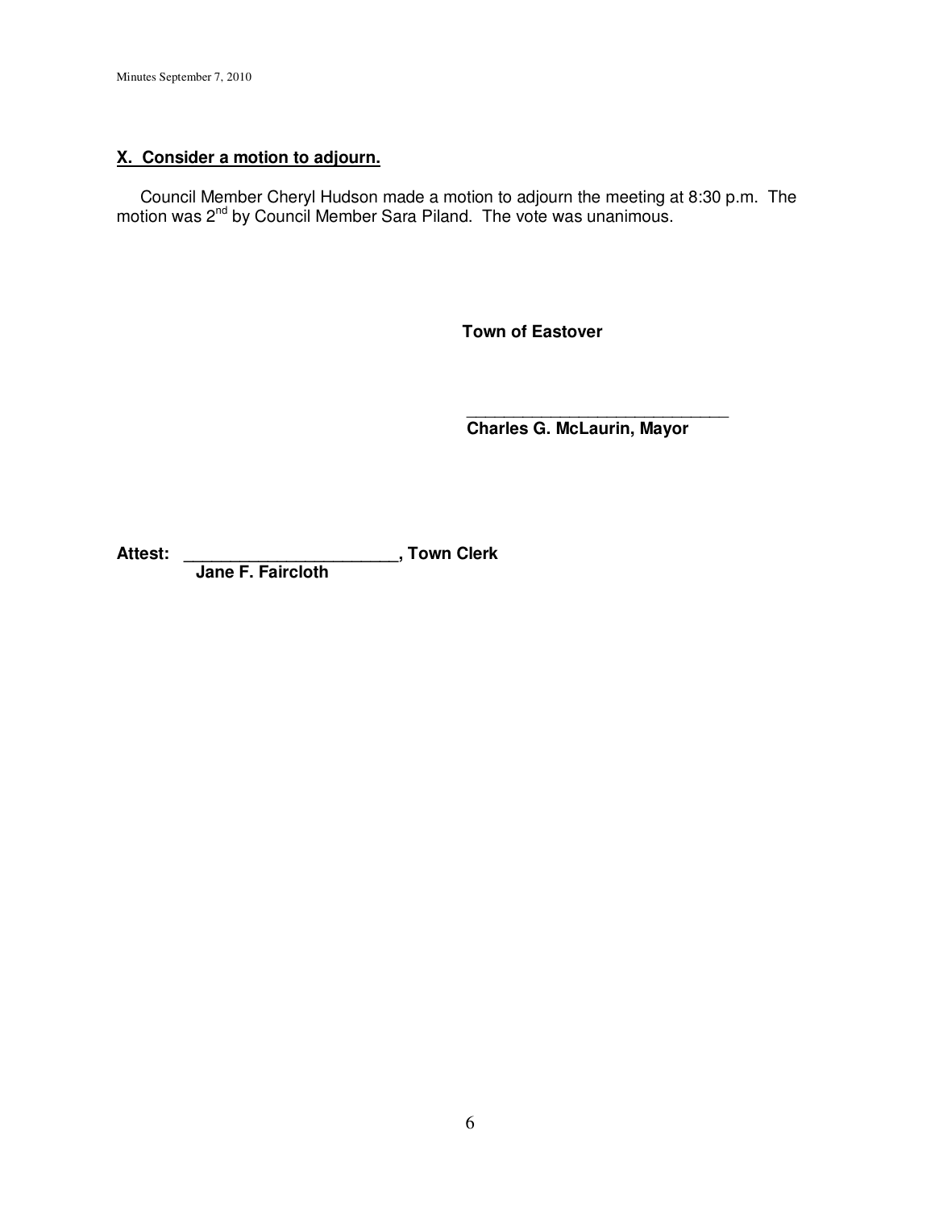**X. Consider a motion to adjourn.**

Council Member Cheryl Hudson made a motion to adjourn the meeting at 8:30 p.m. The motion was 2nd by Council Member Sara Piland. The vote was unanimous.

**Town of Eastover**

______________________________
**Charles G. McLaurin, Mayor**

**Attest: ______________________, Town Clerk**
**Jane F. Faircloth**